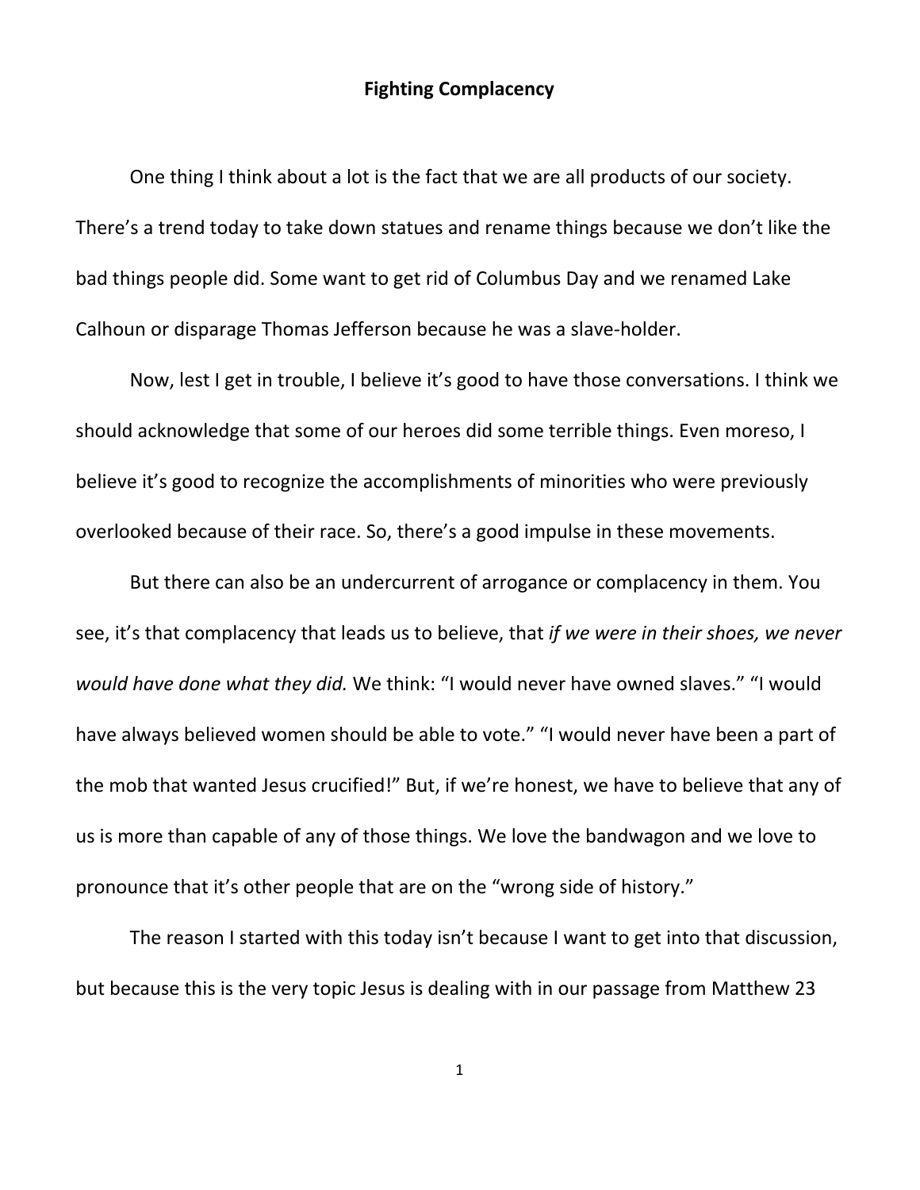# Fighting Complacency

One thing I think about a lot is the fact that we are all products of our society. There's a trend today to take down statues and rename things because we don't like the bad things people did. Some want to get rid of Columbus Day and we renamed Lake Calhoun or disparage Thomas Jefferson because he was a slave-holder.

Now, lest I get in trouble, I believe it's good to have those conversations. I think we should acknowledge that some of our heroes did some terrible things. Even moreso, I believe it's good to recognize the accomplishments of minorities who were previously overlooked because of their race. So, there's a good impulse in these movements.

But there can also be an undercurrent of arrogance or complacency in them. You see, it's that complacency that leads us to believe, that *if we were in their shoes, we never would have done what they did.* We think: "I would never have owned slaves." "I would have always believed women should be able to vote." "I would never have been a part of the mob that wanted Jesus crucified!" But, if we're honest, we have to believe that any of us is more than capable of any of those things. We love the bandwagon and we love to pronounce that it's other people that are on the "wrong side of history."

The reason I started with this today isn't because I want to get into that discussion, but because this is the very topic Jesus is dealing with in our passage from Matthew 23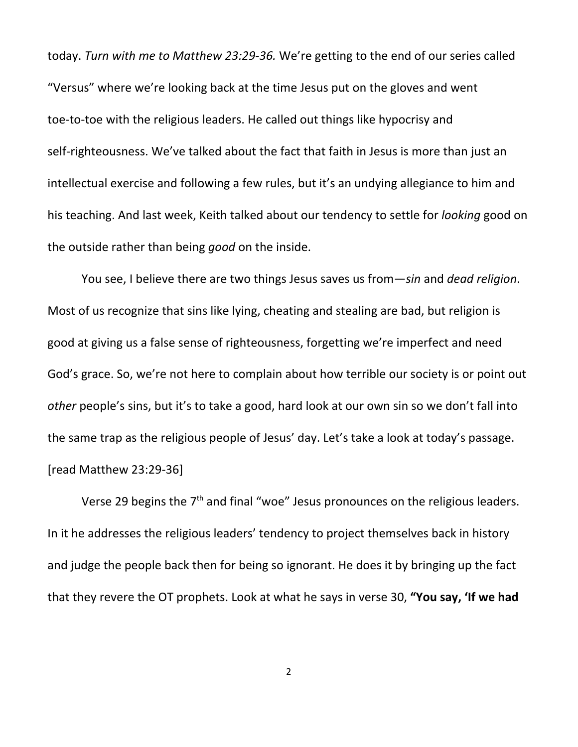today. *Turn with me to Matthew 23:29-36.* We're getting to the end of our series called "Versus" where we're looking back at the time Jesus put on the gloves and went toe-to-toe with the religious leaders. He called out things like hypocrisy and self-righteousness. We've talked about the fact that faith in Jesus is more than just an intellectual exercise and following a few rules, but it's an undying allegiance to him and his teaching. And last week, Keith talked about our tendency to settle for *looking* good on the outside rather than being *good* on the inside.

You see, I believe there are two things Jesus saves us from—*sin* and *dead religion*. Most of us recognize that sins like lying, cheating and stealing are bad, but religion is good at giving us a false sense of righteousness, forgetting we're imperfect and need God's grace. So, we're not here to complain about how terrible our society is or point out *other* people's sins, but it's to take a good, hard look at our own sin so we don't fall into the same trap as the religious people of Jesus' day. Let's take a look at today's passage. [read Matthew 23:29-36]

Verse 29 begins the 7th and final "woe" Jesus pronounces on the religious leaders. In it he addresses the religious leaders' tendency to project themselves back in history and judge the people back then for being so ignorant. He does it by bringing up the fact that they revere the OT prophets. Look at what he says in verse 30, **"You say, 'If we had**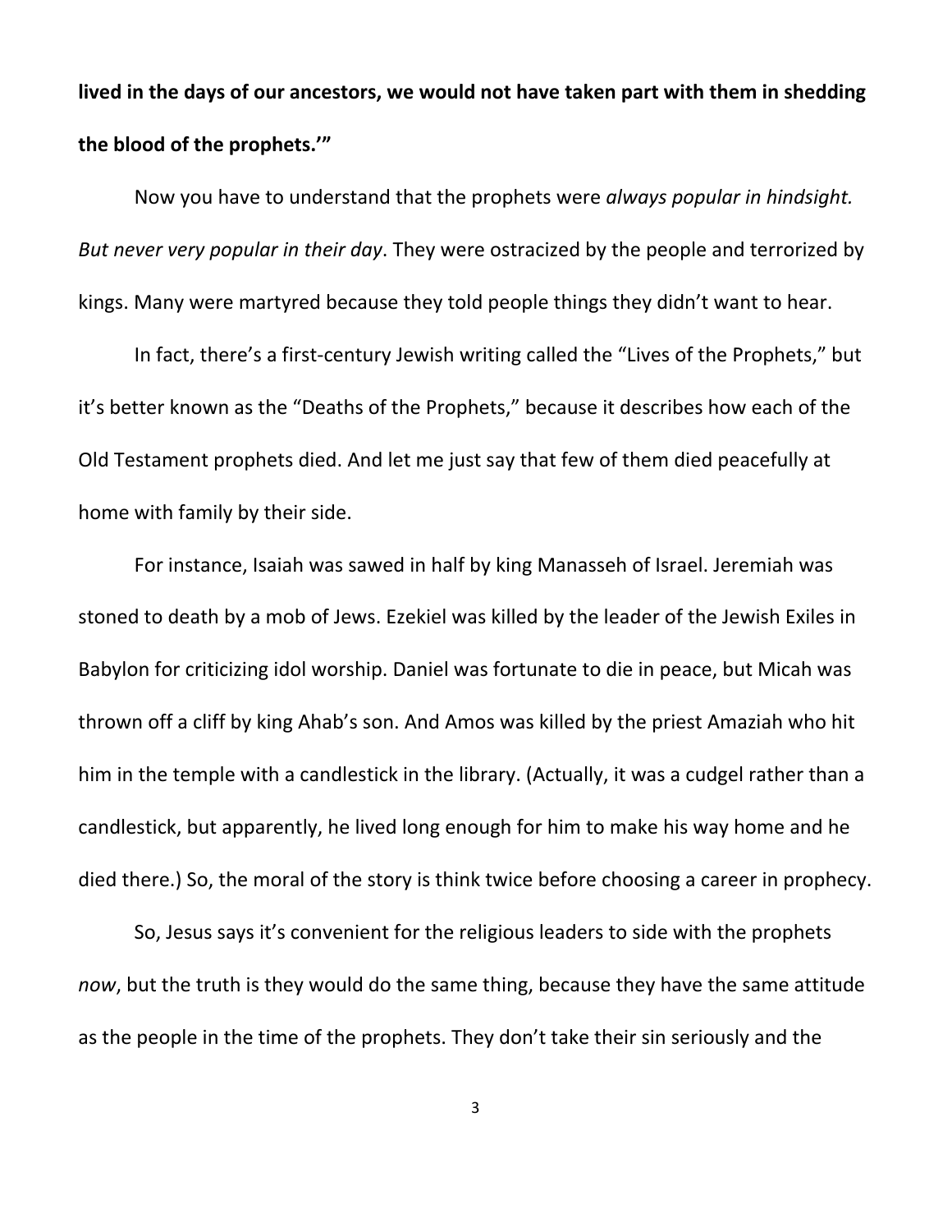**lived in the days of our ancestors, we would not have taken part with them in shedding the blood of the prophets.'"**

Now you have to understand that the prophets were *always popular in hindsight. But never very popular in their day*. They were ostracized by the people and terrorized by kings. Many were martyred because they told people things they didn't want to hear.

In fact, there's a first-century Jewish writing called the "Lives of the Prophets," but it's better known as the "Deaths of the Prophets," because it describes how each of the Old Testament prophets died. And let me just say that few of them died peacefully at home with family by their side.

For instance, Isaiah was sawed in half by king Manasseh of Israel. Jeremiah was stoned to death by a mob of Jews. Ezekiel was killed by the leader of the Jewish Exiles in Babylon for criticizing idol worship. Daniel was fortunate to die in peace, but Micah was thrown off a cliff by king Ahab's son. And Amos was killed by the priest Amaziah who hit him in the temple with a candlestick in the library. (Actually, it was a cudgel rather than a candlestick, but apparently, he lived long enough for him to make his way home and he died there.) So, the moral of the story is think twice before choosing a career in prophecy.

So, Jesus says it's convenient for the religious leaders to side with the prophets *now*, but the truth is they would do the same thing, because they have the same attitude as the people in the time of the prophets. They don't take their sin seriously and the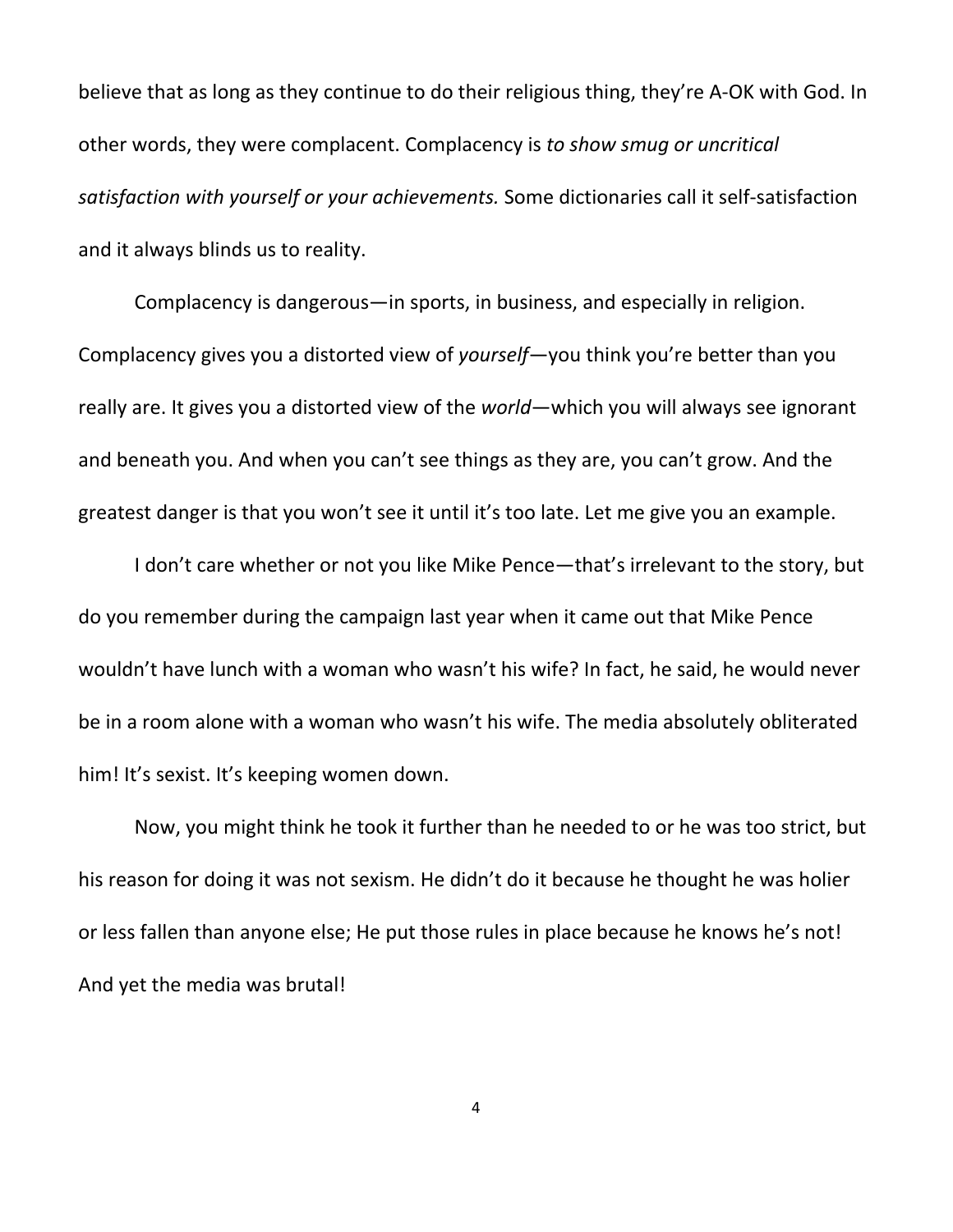believe that as long as they continue to do their religious thing, they're A-OK with God. In other words, they were complacent. Complacency is *to show smug or uncritical satisfaction with yourself or your achievements.* Some dictionaries call it self-satisfaction and it always blinds us to reality.

Complacency is dangerous—in sports, in business, and especially in religion. Complacency gives you a distorted view of *yourself*—you think you're better than you really are. It gives you a distorted view of the *world*—which you will always see ignorant and beneath you. And when you can't see things as they are, you can't grow. And the greatest danger is that you won't see it until it's too late. Let me give you an example.

I don't care whether or not you like Mike Pence—that's irrelevant to the story, but do you remember during the campaign last year when it came out that Mike Pence wouldn't have lunch with a woman who wasn't his wife? In fact, he said, he would never be in a room alone with a woman who wasn't his wife. The media absolutely obliterated him! It's sexist. It's keeping women down.

Now, you might think he took it further than he needed to or he was too strict, but his reason for doing it was not sexism. He didn't do it because he thought he was holier or less fallen than anyone else; He put those rules in place because he knows he's not! And yet the media was brutal!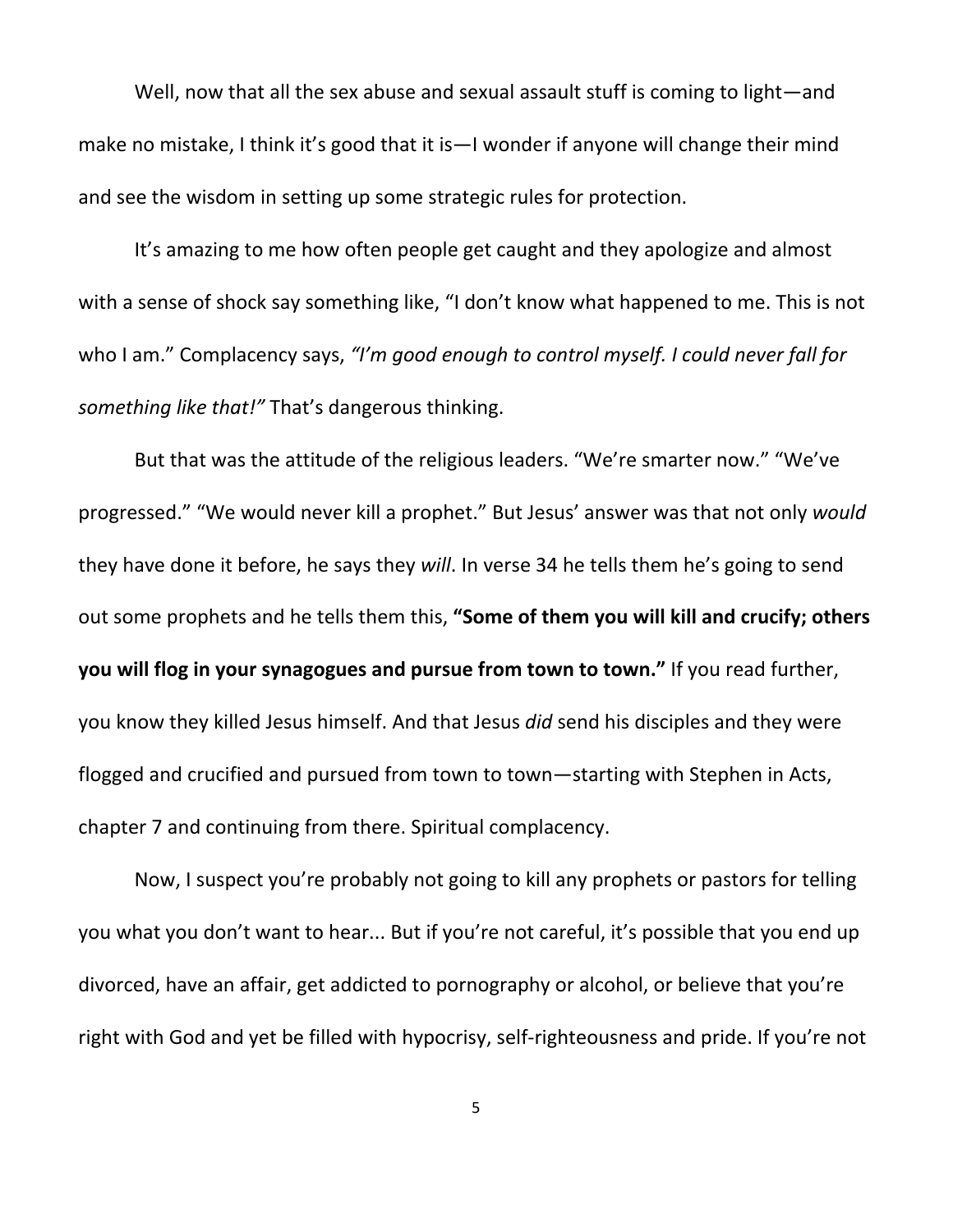Well, now that all the sex abuse and sexual assault stuff is coming to light—and make no mistake, I think it's good that it is—I wonder if anyone will change their mind and see the wisdom in setting up some strategic rules for protection.

It's amazing to me how often people get caught and they apologize and almost with a sense of shock say something like, "I don't know what happened to me. This is not who I am." Complacency says, *"I'm good enough to control myself. I could never fall for something like that!"* That's dangerous thinking.

But that was the attitude of the religious leaders. "We're smarter now." "We've progressed." "We would never kill a prophet." But Jesus' answer was that not only *would* they have done it before, he says they *will*. In verse 34 he tells them he's going to send out some prophets and he tells them this, **"Some of them you will kill and crucify; others you will flog in your synagogues and pursue from town to town."** If you read further, you know they killed Jesus himself. And that Jesus *did* send his disciples and they were flogged and crucified and pursued from town to town—starting with Stephen in Acts, chapter 7 and continuing from there. Spiritual complacency.

Now, I suspect you're probably not going to kill any prophets or pastors for telling you what you don't want to hear... But if you're not careful, it's possible that you end up divorced, have an affair, get addicted to pornography or alcohol, or believe that you're right with God and yet be filled with hypocrisy, self-righteousness and pride. If you're not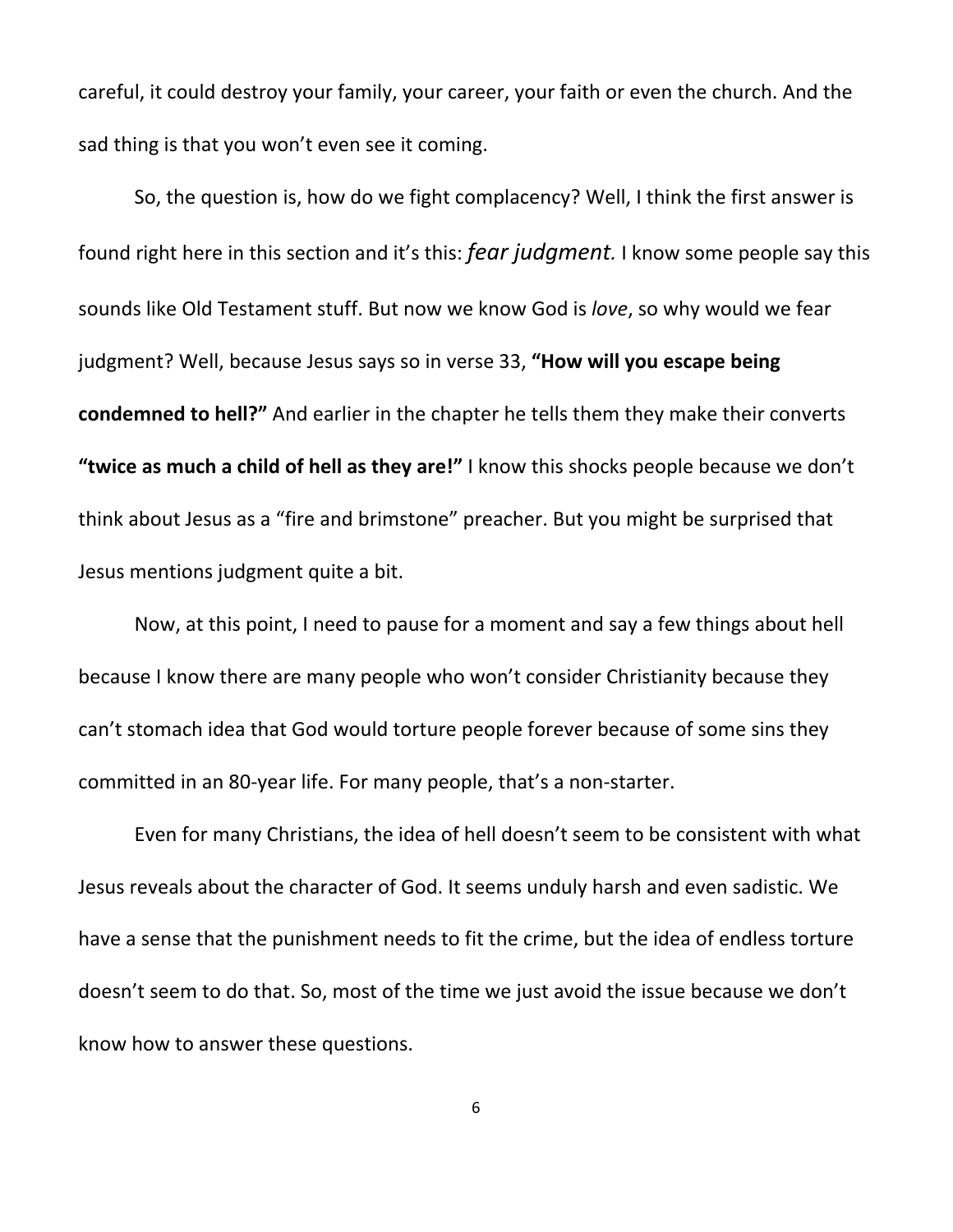careful, it could destroy your family, your career, your faith or even the church. And the sad thing is that you won't even see it coming.

So, the question is, how do we fight complacency? Well, I think the first answer is found right here in this section and it's this: *fear judgment.* I know some people say this sounds like Old Testament stuff. But now we know God is *love*, so why would we fear judgment? Well, because Jesus says so in verse 33, **"How will you escape being condemned to hell?"** And earlier in the chapter he tells them they make their converts **"twice as much a child of hell as they are!"** I know this shocks people because we don't think about Jesus as a "fire and brimstone" preacher. But you might be surprised that Jesus mentions judgment quite a bit.

Now, at this point, I need to pause for a moment and say a few things about hell because I know there are many people who won't consider Christianity because they can't stomach idea that God would torture people forever because of some sins they committed in an 80-year life. For many people, that's a non-starter.

Even for many Christians, the idea of hell doesn't seem to be consistent with what Jesus reveals about the character of God. It seems unduly harsh and even sadistic. We have a sense that the punishment needs to fit the crime, but the idea of endless torture doesn't seem to do that. So, most of the time we just avoid the issue because we don't know how to answer these questions.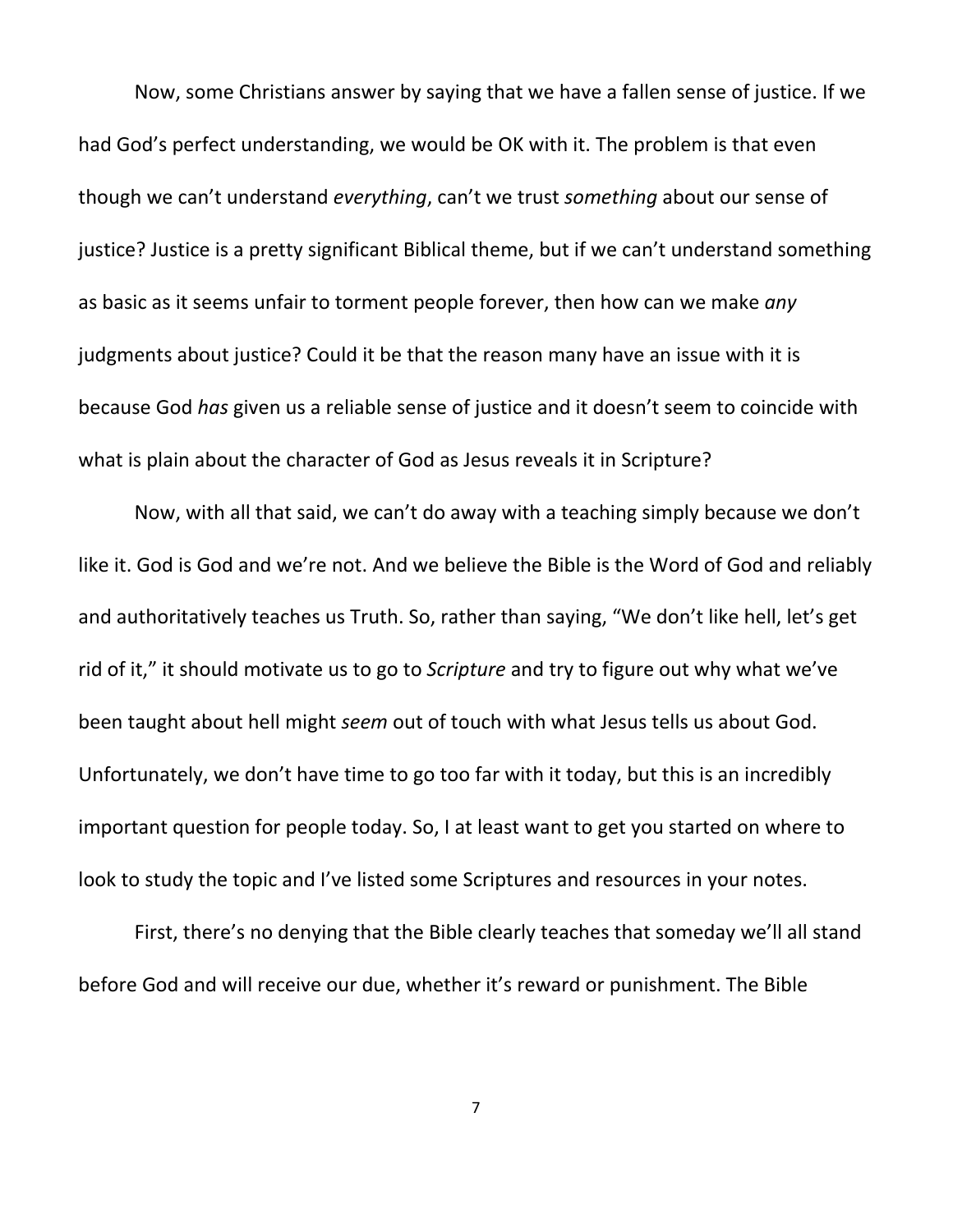Now, some Christians answer by saying that we have a fallen sense of justice. If we had God's perfect understanding, we would be OK with it. The problem is that even though we can't understand *everything*, can't we trust *something* about our sense of justice? Justice is a pretty significant Biblical theme, but if we can't understand something as basic as it seems unfair to torment people forever, then how can we make *any* judgments about justice? Could it be that the reason many have an issue with it is because God *has* given us a reliable sense of justice and it doesn't seem to coincide with what is plain about the character of God as Jesus reveals it in Scripture?

Now, with all that said, we can't do away with a teaching simply because we don't like it. God is God and we're not. And we believe the Bible is the Word of God and reliably and authoritatively teaches us Truth. So, rather than saying, "We don't like hell, let's get rid of it," it should motivate us to go to *Scripture* and try to figure out why what we've been taught about hell might *seem* out of touch with what Jesus tells us about God. Unfortunately, we don't have time to go too far with it today, but this is an incredibly important question for people today. So, I at least want to get you started on where to look to study the topic and I've listed some Scriptures and resources in your notes.

First, there's no denying that the Bible clearly teaches that someday we'll all stand before God and will receive our due, whether it's reward or punishment. The Bible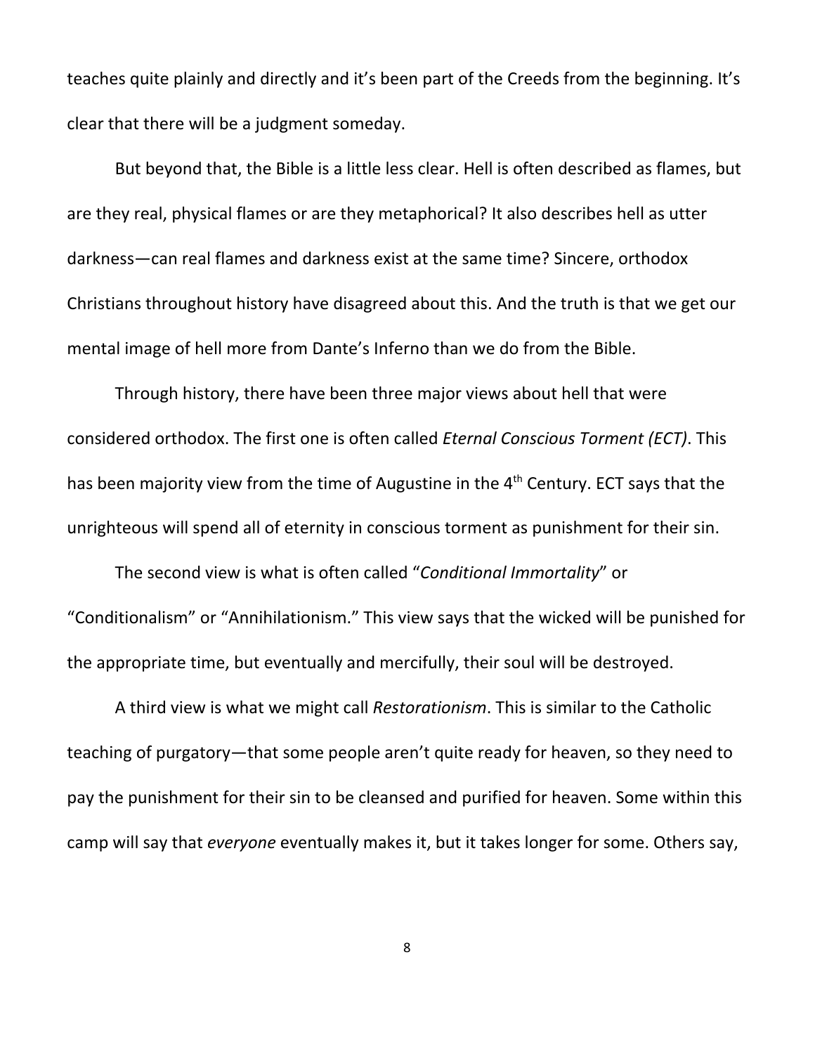teaches quite plainly and directly and it's been part of the Creeds from the beginning. It's clear that there will be a judgment someday.

But beyond that, the Bible is a little less clear. Hell is often described as flames, but are they real, physical flames or are they metaphorical? It also describes hell as utter darkness—can real flames and darkness exist at the same time? Sincere, orthodox Christians throughout history have disagreed about this. And the truth is that we get our mental image of hell more from Dante's Inferno than we do from the Bible.

Through history, there have been three major views about hell that were considered orthodox. The first one is often called *Eternal Conscious Torment (ECT)*. This has been majority view from the time of Augustine in the 4th Century. ECT says that the unrighteous will spend all of eternity in conscious torment as punishment for their sin.

The second view is what is often called "*Conditional Immortality*" or "Conditionalism" or "Annihilationism." This view says that the wicked will be punished for the appropriate time, but eventually and mercifully, their soul will be destroyed.

A third view is what we might call *Restorationism*. This is similar to the Catholic teaching of purgatory—that some people aren't quite ready for heaven, so they need to pay the punishment for their sin to be cleansed and purified for heaven. Some within this camp will say that *everyone* eventually makes it, but it takes longer for some. Others say,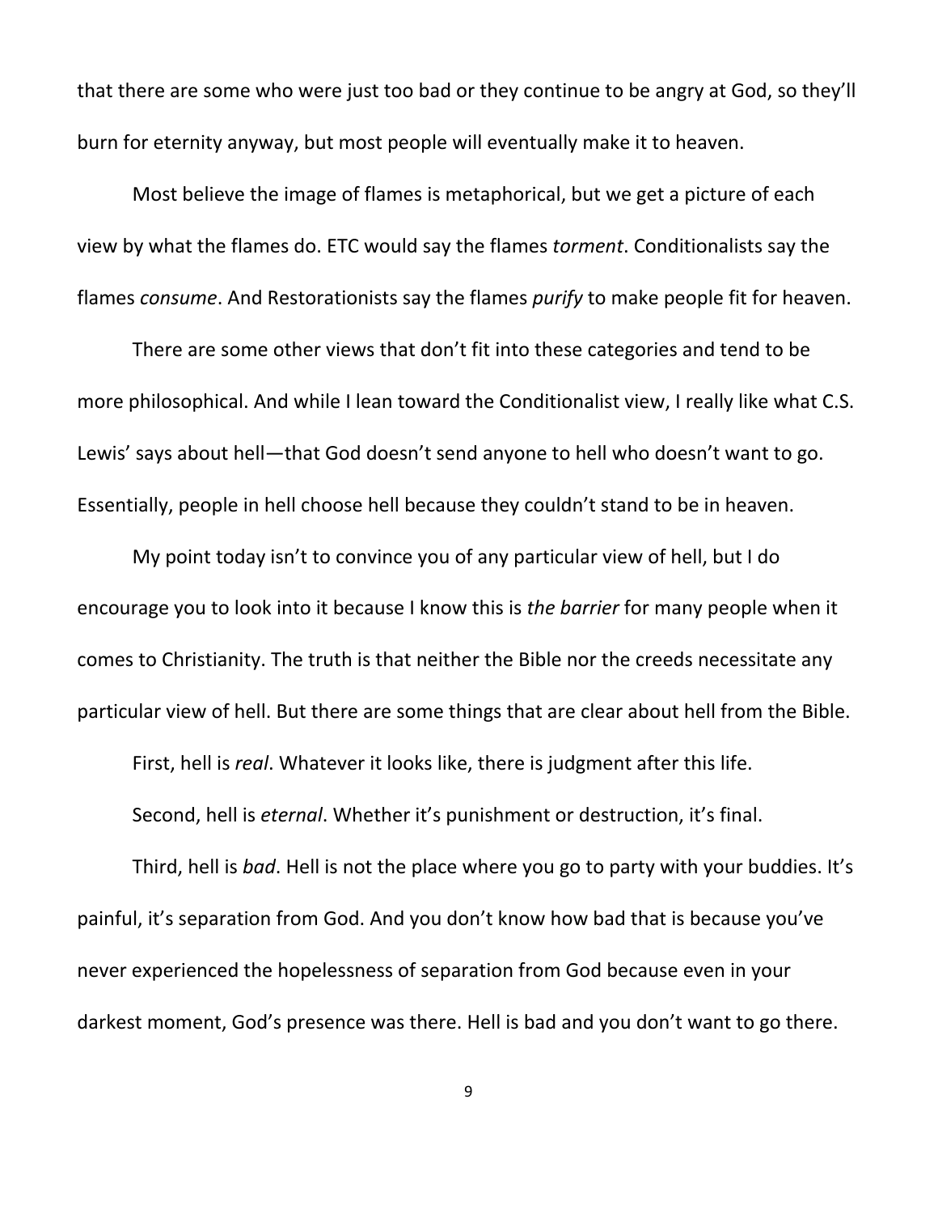that there are some who were just too bad or they continue to be angry at God, so they'll burn for eternity anyway, but most people will eventually make it to heaven.

Most believe the image of flames is metaphorical, but we get a picture of each view by what the flames do. ETC would say the flames *torment*. Conditionalists say the flames *consume*. And Restorationists say the flames *purify* to make people fit for heaven.

There are some other views that don't fit into these categories and tend to be more philosophical. And while I lean toward the Conditionalist view, I really like what C.S. Lewis' says about hell—that God doesn't send anyone to hell who doesn't want to go. Essentially, people in hell choose hell because they couldn't stand to be in heaven.

My point today isn't to convince you of any particular view of hell, but I do encourage you to look into it because I know this is *the barrier* for many people when it comes to Christianity. The truth is that neither the Bible nor the creeds necessitate any particular view of hell. But there are some things that are clear about hell from the Bible.

First, hell is *real*. Whatever it looks like, there is judgment after this life.

Second, hell is *eternal*. Whether it's punishment or destruction, it's final.

Third, hell is *bad*. Hell is not the place where you go to party with your buddies. It's painful, it's separation from God. And you don't know how bad that is because you've never experienced the hopelessness of separation from God because even in your darkest moment, God's presence was there. Hell is bad and you don't want to go there.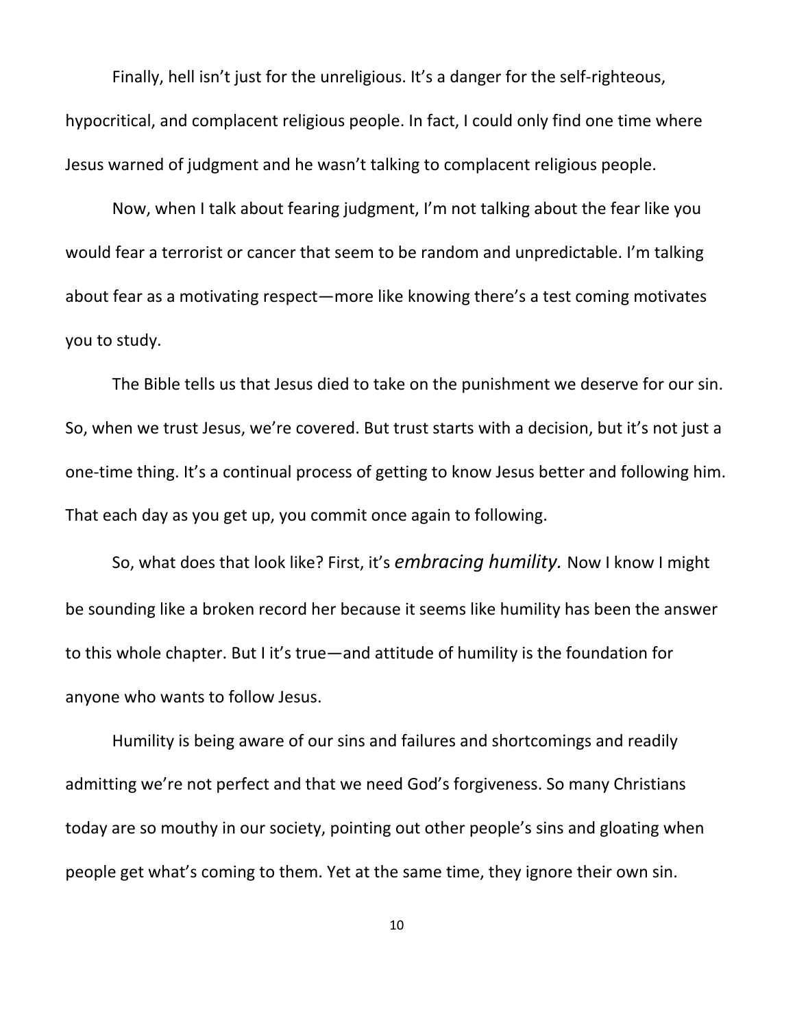Finally, hell isn't just for the unreligious. It's a danger for the self-righteous, hypocritical, and complacent religious people. In fact, I could only find one time where Jesus warned of judgment and he wasn't talking to complacent religious people.

Now, when I talk about fearing judgment, I'm not talking about the fear like you would fear a terrorist or cancer that seem to be random and unpredictable. I'm talking about fear as a motivating respect—more like knowing there's a test coming motivates you to study.

The Bible tells us that Jesus died to take on the punishment we deserve for our sin. So, when we trust Jesus, we're covered. But trust starts with a decision, but it's not just a one-time thing. It's a continual process of getting to know Jesus better and following him. That each day as you get up, you commit once again to following.

So, what does that look like? First, it's *embracing humility.* Now I know I might be sounding like a broken record her because it seems like humility has been the answer to this whole chapter. But I it's true—and attitude of humility is the foundation for anyone who wants to follow Jesus.

Humility is being aware of our sins and failures and shortcomings and readily admitting we're not perfect and that we need God's forgiveness. So many Christians today are so mouthy in our society, pointing out other people's sins and gloating when people get what's coming to them. Yet at the same time, they ignore their own sin.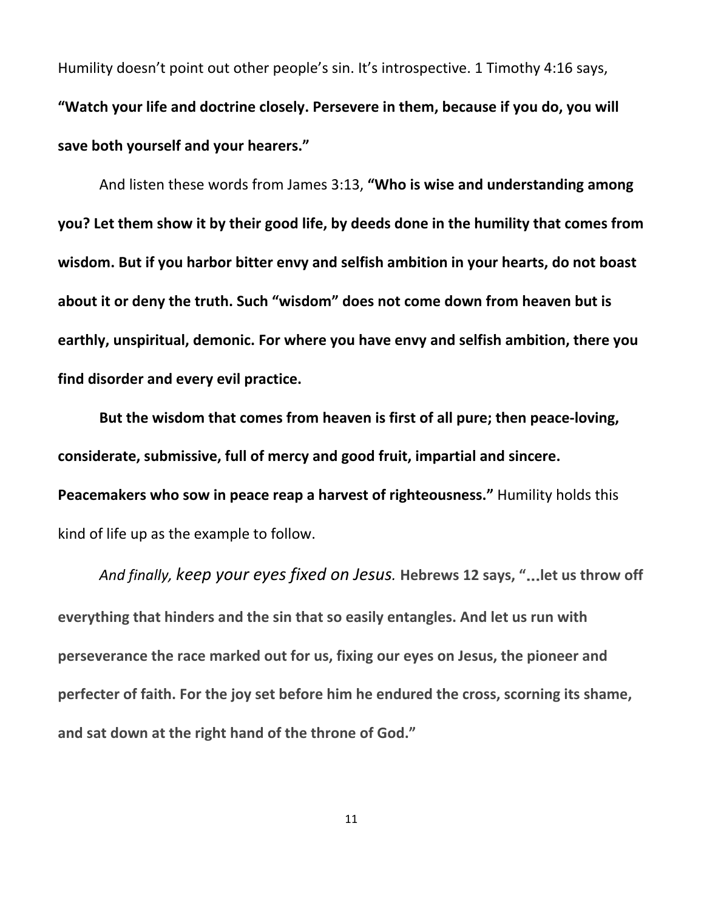Humility doesn't point out other people's sin. It's introspective. 1 Timothy 4:16 says, **"Watch your life and doctrine closely. Persevere in them, because if you do, you will save both yourself and your hearers."**

And listen these words from James 3:13, **"Who is wise and understanding among you? Let them show it by their good life, by deeds done in the humility that comes from wisdom. But if you harbor bitter envy and selfish ambition in your hearts, do not boast about it or deny the truth. Such "wisdom" does not come down from heaven but is earthly, unspiritual, demonic. For where you have envy and selfish ambition, there you find disorder and every evil practice.**

**But the wisdom that comes from heaven is first of all pure; then peace-loving, considerate, submissive, full of mercy and good fruit, impartial and sincere. Peacemakers who sow in peace reap a harvest of righteousness."** Humility holds this kind of life up as the example to follow.

*And finally, keep your eyes fixed on Jesus.* **Hebrews 12 says, "…let us throw off everything that hinders and the sin that so easily entangles. And let us run with perseverance the race marked out for us, fixing our eyes on Jesus, the pioneer and perfecter of faith. For the joy set before him he endured the cross, scorning its shame, and sat down at the right hand of the throne of God."**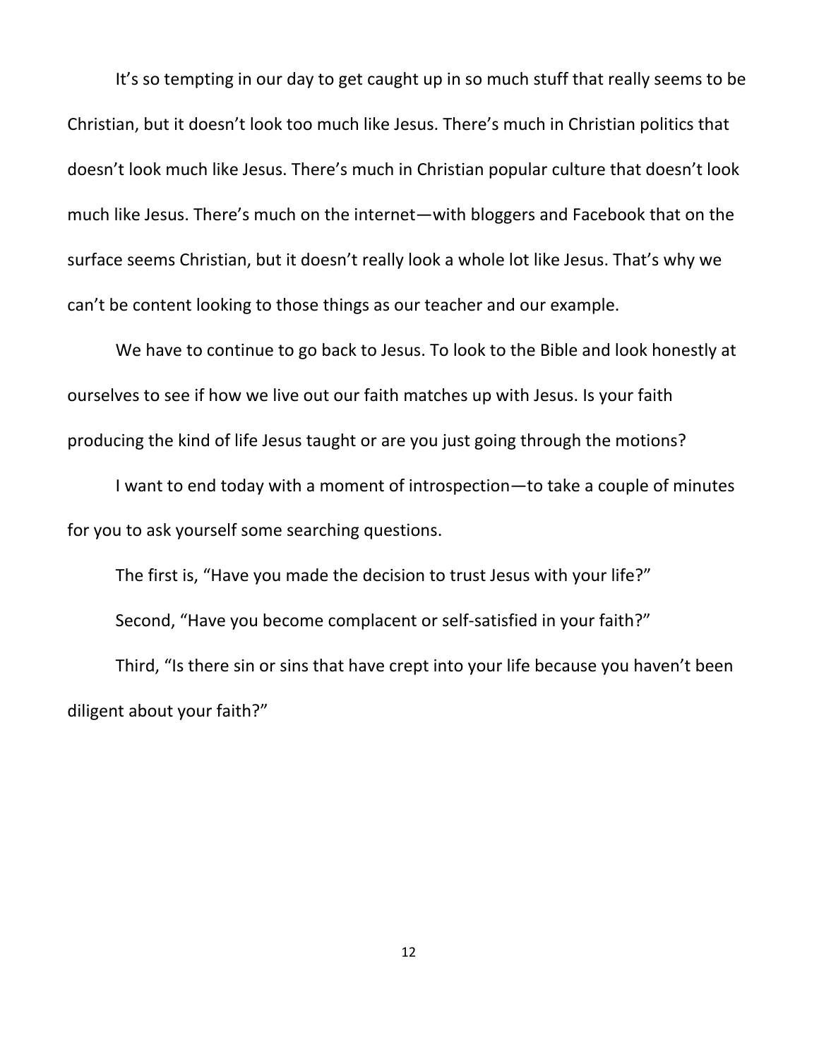It's so tempting in our day to get caught up in so much stuff that really seems to be Christian, but it doesn't look too much like Jesus. There's much in Christian politics that doesn't look much like Jesus. There's much in Christian popular culture that doesn't look much like Jesus. There's much on the internet—with bloggers and Facebook that on the surface seems Christian, but it doesn't really look a whole lot like Jesus. That's why we can't be content looking to those things as our teacher and our example.

We have to continue to go back to Jesus. To look to the Bible and look honestly at ourselves to see if how we live out our faith matches up with Jesus. Is your faith producing the kind of life Jesus taught or are you just going through the motions?

I want to end today with a moment of introspection—to take a couple of minutes for you to ask yourself some searching questions.

The first is, "Have you made the decision to trust Jesus with your life?"

Second, "Have you become complacent or self-satisfied in your faith?"

Third, "Is there sin or sins that have crept into your life because you haven't been diligent about your faith?"